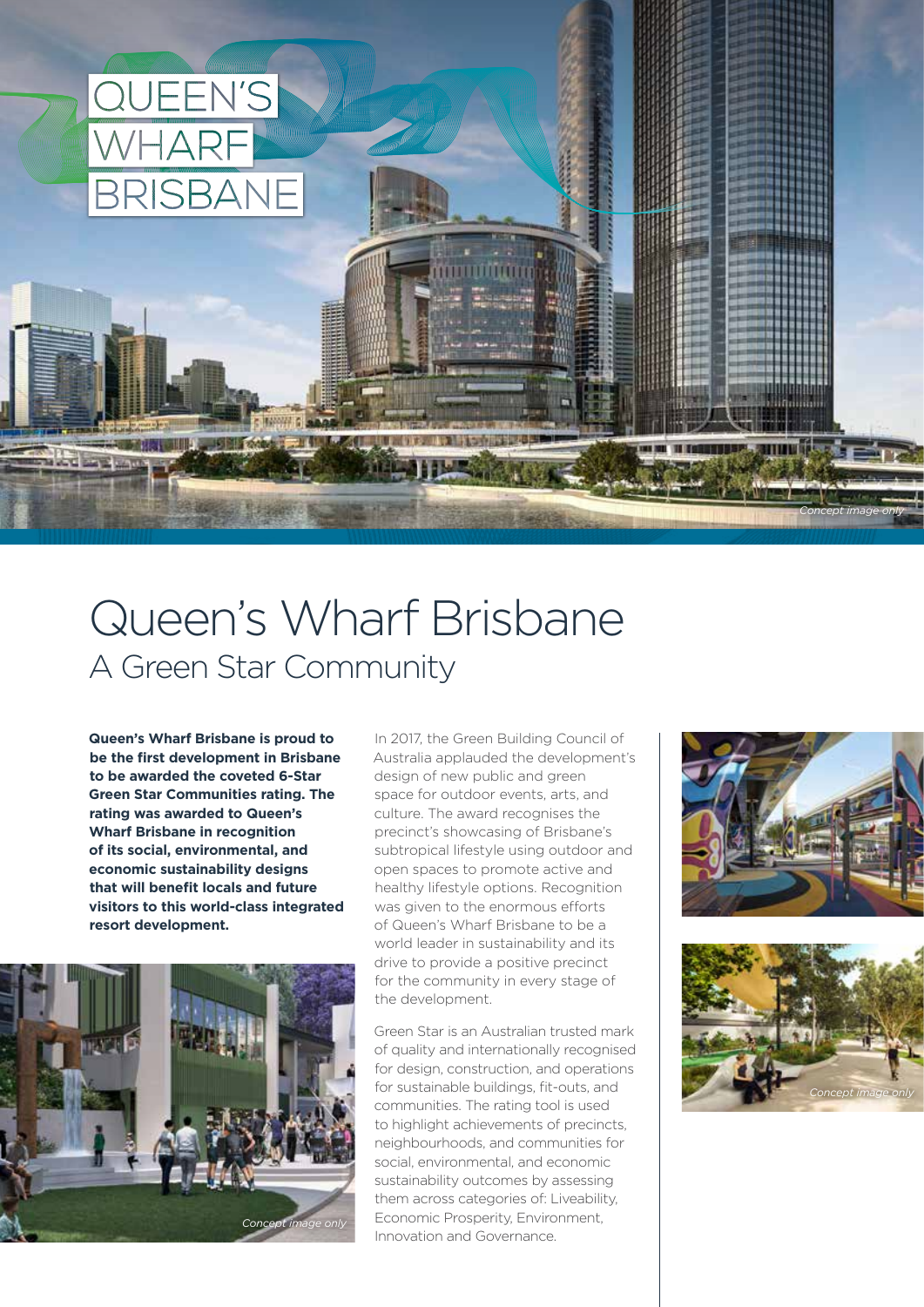# Queen's Wharf Brisbane

## A Green Star Community

**Queen's Wharf Brisbane is proud to be the first development in Brisbane to be awarded the coveted 6-Star Green Star Communities rating. The rating was awarded to Queen's Wharf Brisbane in recognition of its social, environmental, and economic sustainability designs that will benefit locals and future visitors to this world-class integrated resort development.**

In 2017, the Green Building Council of Australia applauded the development's design of new public and green space for outdoor events, arts, and culture. The award recognises the precinct's showcasing of Brisbane's subtropical lifestyle using outdoor and open spaces to promote active and healthy lifestyle options. Recognition was given to the enormous efforts of Queen's Wharf Brisbane to be a world leader in sustainability and its drive to provide a positive precinct for the community in every stage of the development.

Green Star is an Australian trusted mark of quality and internationally recognised for design, construction, and operations for sustainable buildings, fit-outs, and communities. The rating tool is used to highlight achievements of precincts, neighbourhoods, and communities for social, environmental, and economic sustainability outcomes by assessing them across categories of: Liveability, Economic Prosperity, Environment, Innovation and Governance.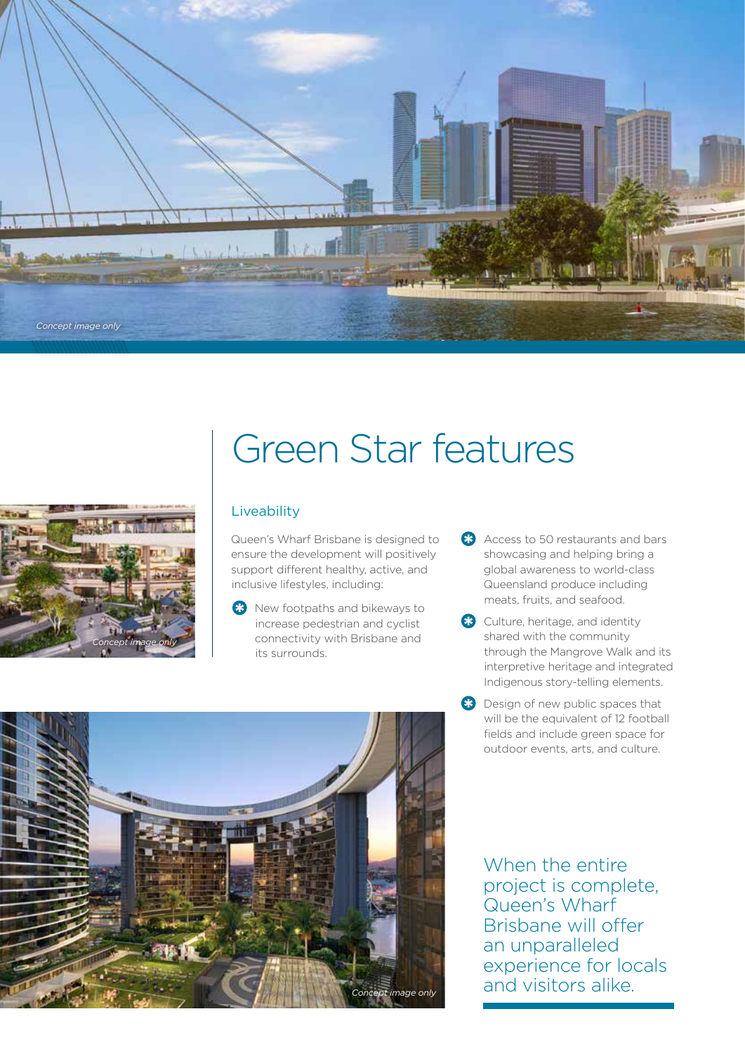# Green Star features

## Liveability

Queen's Wharf Brisbane is designed to ensure the development will positively support different healthy, active, and inclusive lifestyles, including:

- New footpaths and bikeways to increase pedestrian and cyclist connectivity with Brisbane and its surrounds.
- Access to 50 restaurants and bars showcasing and helping bring a global awareness to world-class Queensland produce including meats, fruits, and seafood.
- Culture, heritage, and identity shared with the community through the Mangrove Walk and its interpretive heritage and integrated Indigenous story-telling elements.
- Design of new public spaces that will be the equivalent of 12 football fields and include green space for outdoor events, arts, and culture.

When the entire project is complete, Queen's Wharf Brisbane will offer an unparalleled experience for locals and visitors alike.

*Concept image only*

*Concept image only*

*Concept image only*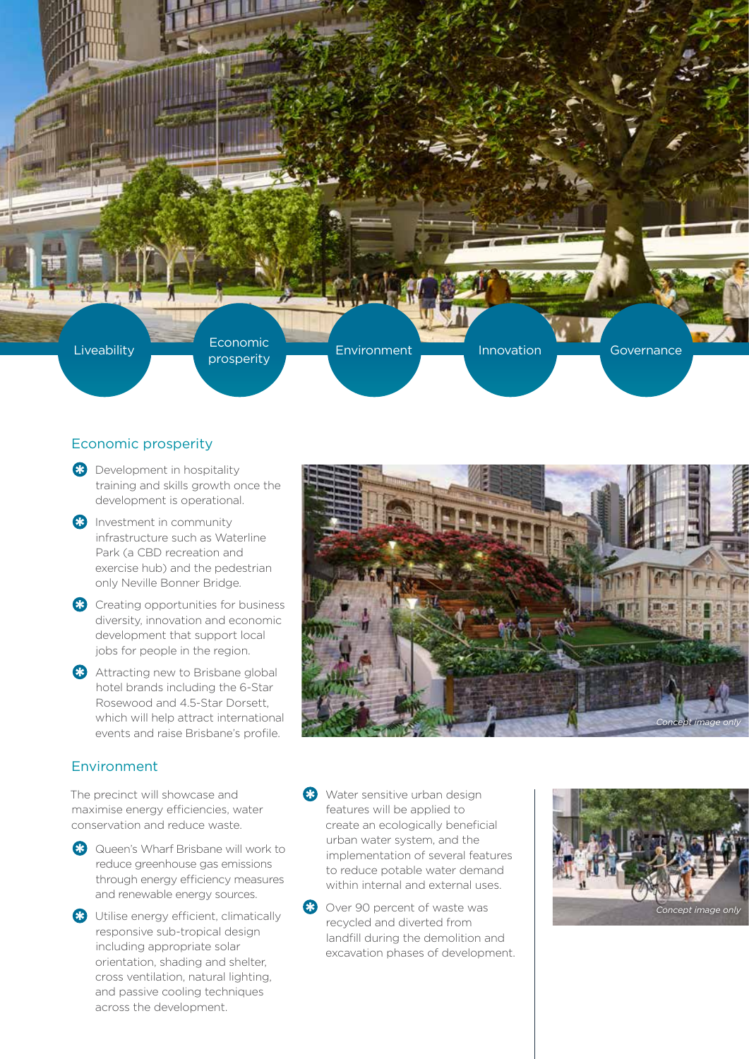Liveability

Economic prosperity

Environment

Innovation

Governance

## Economic prosperity

- Development in hospitality training and skills growth once the development is operational.
- Investment in community infrastructure such as Waterline Park (a CBD recreation and exercise hub) and the pedestrian only Neville Bonner Bridge.
- Creating opportunities for business diversity, innovation and economic development that support local jobs for people in the region.
- Attracting new to Brisbane global hotel brands including the 6-Star Rosewood and 4.5-Star Dorsett, which will help attract international events and raise Brisbane's profile.

*Concept image only*

## Environment

The precinct will showcase and maximise energy efficiencies, water conservation and reduce waste.

- Queen's Wharf Brisbane will work to reduce greenhouse gas emissions through energy efficiency measures and renewable energy sources.
- Utilise energy efficient, climatically responsive sub-tropical design including appropriate solar orientation, shading and shelter, cross ventilation, natural lighting, and passive cooling techniques across the development.
- Water sensitive urban design features will be applied to create an ecologically beneficial urban water system, and the implementation of several features to reduce potable water demand within internal and external uses.
- Over 90 percent of waste was recycled and diverted from landfill during the demolition and excavation phases of development.

*Concept image only*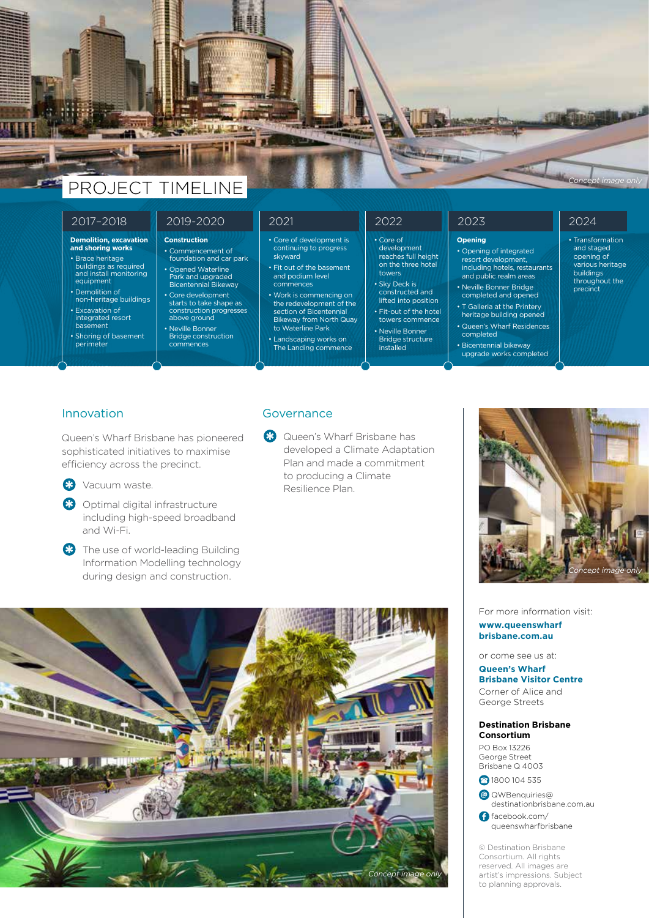*Concept image only*

# PROJECT TIMELINE

## 2017-2018

**Demolition, excavation and shoring works**

- Brace heritage buildings as required and install monitoring equipment
- Demolition of non-heritage buildings
- Excavation of integrated resort basement
- Shoring of basement perimeter

## 2019-2020

**Construction**

- Commencement of foundation and car park
- Opened Waterline Park and upgraded Bicentennial Bikeway
- Core development starts to take shape as construction progresses above ground
- Neville Bonner Bridge construction commences

## 2021

- Core of development is continuing to progress skyward
- Fit out of the basement and podium level commences
- Work is commencing on the redevelopment of the section of Bicentennial Bikeway from North Quay to Waterline Park
- Landscaping works on The Landing commence

## 2022

- Core of development reaches full height on the three hotel towers
- Sky Deck is constructed and lifted into position
- Fit-out of the hotel towers commence
- Neville Bonner Bridge structure installed

## 2023

**Opening**

- Opening of integrated resort development, including hotels, restaurants and public realm areas
- Neville Bonner Bridge completed and opened
- T Galleria at the Printery heritage building opened
- Queen's Wharf Residences completed
- Bicentennial bikeway upgrade works completed

## 2024

- Transformation and staged opening of various heritage buildings throughout the precinct

## Innovation

Queen's Wharf Brisbane has pioneered sophisticated initiatives to maximise efficiency across the precinct.

- Vacuum waste.
- Optimal digital infrastructure including high-speed broadband and Wi-Fi.
- The use of world-leading Building Information Modelling technology during design and construction.

## Governance

- Queen's Wharf Brisbane has developed a Climate Adaptation Plan and made a commitment to producing a Climate Resilience Plan.

*Concept image only*

*Concept image only*

For more information visit:

**www.queenswharfbrisbane.com.au**

or come see us at:

**Queen's Wharf Brisbane Visitor Centre**
Corner of Alice and George Streets

**Destination Brisbane Consortium**
PO Box 13226
George Street
Brisbane Q 4003

1800 104 535

QWBenquiries@destinationbrisbane.com.au

facebook.com/queenswharfbrisbane

© Destination Brisbane Consortium. All rights reserved. All images are artist's impressions. Subject to planning approvals.